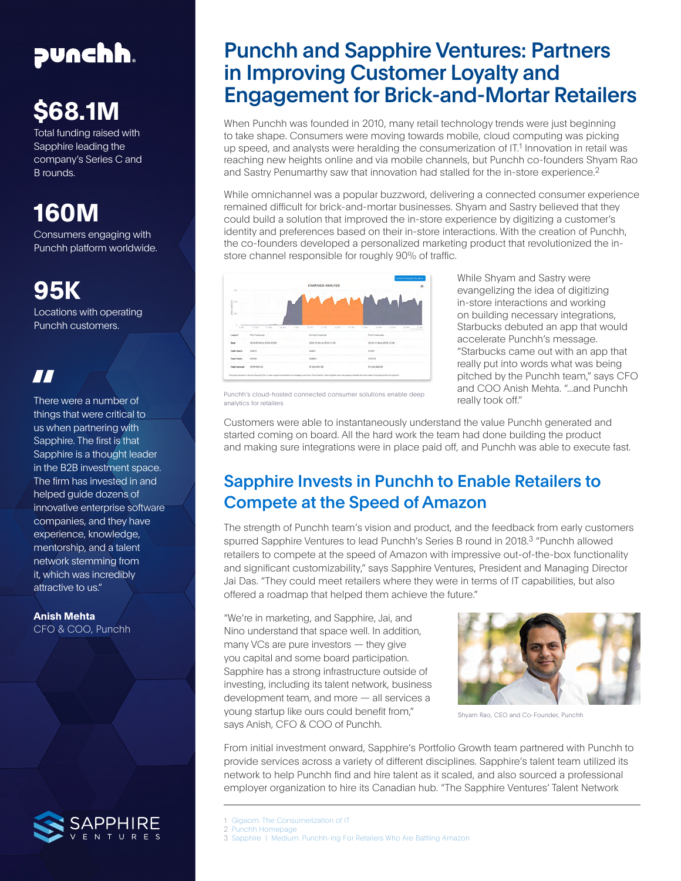punchh

# $68.1M

Total funding raised with Sapphire leading the company's Series C and B rounds.

# 160M

Consumers engaging with Punchh platform worldwide.

# 95K

Locations with operating Punchh customers.

"There were a number of things that were critical to us when partnering with Sapphire. The first is that Sapphire is a thought leader in the B2B investment space. The firm has invested in and helped guide dozens of innovative enterprise software companies, and they have experience, knowledge, mentorship, and a talent network stemming from it, which was incredibly attractive to us."

**Anish Mehta**
CFO & COO, Punchh

SAPPHIRE VENTURES

# Punchh and Sapphire Ventures: Partners in Improving Customer Loyalty and Engagement for Brick-and-Mortar Retailers

When Punchh was founded in 2010, many retail technology trends were just beginning to take shape. Consumers were moving towards mobile, cloud computing was picking up speed, and analysts were heralding the consumerization of IT.[1] Innovation in retail was reaching new heights online and via mobile channels, but Punchh co-founders Shyam Rao and Sastry Penumarthy saw that innovation had stalled for the in-store experience.[2]

While omnichannel was a popular buzzword, delivering a connected consumer experience remained difficult for brick-and-mortar businesses. Shyam and Sastry believed that they could build a solution that improved the in-store experience by digitizing a customer's identity and preferences based on their in-store interactions. With the creation of Punchh, the co-founders developed a personalized marketing product that revolutionized the in-store channel responsible for roughly 90% of traffic.

Punchh's cloud-hosted connected consumer solutions enable deep analytics for retailers

While Shyam and Sastry were evangelizing the idea of digitizing in-store interactions and working on building necessary integrations, Starbucks debuted an app that would accelerate Punchh's message. "Starbucks came out with an app that really put into words what was being pitched by the Punchh team," says CFO and COO Anish Mehta. "...and Punchh really took off."

Customers were able to instantaneously understand the value Punchh generated and started coming on board. All the hard work the team had done building the product and making sure integrations were in place paid off, and Punchh was able to execute fast.

## Sapphire Invests in Punchh to Enable Retailers to Compete at the Speed of Amazon

The strength of Punchh team's vision and product, and the feedback from early customers spurred Sapphire Ventures to lead Punchh's Series B round in 2018.[3] "Punchh allowed retailers to compete at the speed of Amazon with impressive out-of-the-box functionality and significant customizability," says Sapphire Ventures, President and Managing Director Jai Das. "They could meet retailers where they were in terms of IT capabilities, but also offered a roadmap that helped them achieve the future."

"We're in marketing, and Sapphire, Jai, and Nino understand that space well. In addition, many VCs are pure investors — they give you capital and some board participation. Sapphire has a strong infrastructure outside of investing, including its talent network, business development team, and more — all services a young startup like ours could benefit from," says Anish, CFO & COO of Punchh.

Shyam Rao, CEO and Co-Founder, Punchh

From initial investment onward, Sapphire's Portfolio Growth team partnered with Punchh to provide services across a variety of different disciplines. Sapphire's talent team utilized its network to help Punchh find and hire talent as it scaled, and also sourced a professional employer organization to hire its Canadian hub. "The Sapphire Ventures' Talent Network

1 Gigaom: The Consumerization of IT
2 Punchh Homepage
3 Sapphire | Medium: Punchh-ing For Retailers Who Are Battling Amazon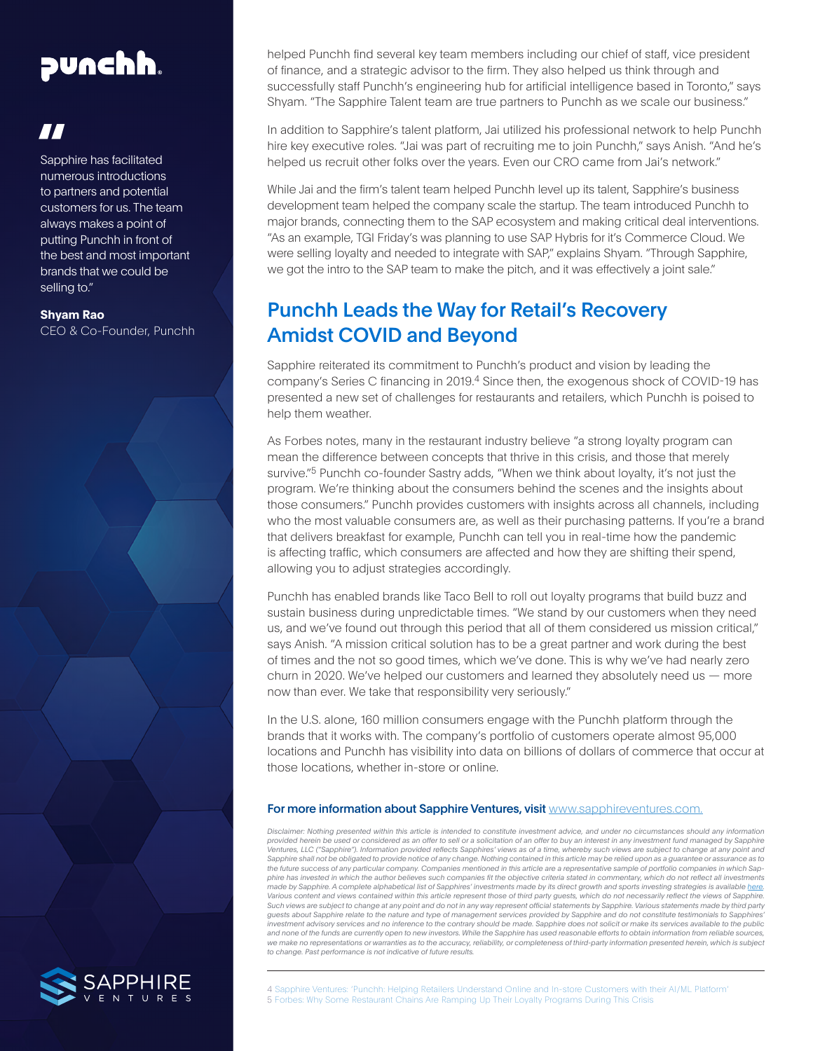**punchh.**

"Sapphire has facilitated numerous introductions to partners and potential customers for us. The team always makes a point of putting Punchh in front of the best and most important brands that we could be selling to."

**Shyam Rao**
CEO & Co-Founder, Punchh

helped Punchh find several key team members including our chief of staff, vice president of finance, and a strategic advisor to the firm. They also helped us think through and successfully staff Punchh's engineering hub for artificial intelligence based in Toronto," says Shyam. "The Sapphire Talent team are true partners to Punchh as we scale our business."

In addition to Sapphire's talent platform, Jai utilized his professional network to help Punchh hire key executive roles. "Jai was part of recruiting me to join Punchh," says Anish. "And he's helped us recruit other folks over the years. Even our CRO came from Jai's network."

While Jai and the firm's talent team helped Punchh level up its talent, Sapphire's business development team helped the company scale the startup. The team introduced Punchh to major brands, connecting them to the SAP ecosystem and making critical deal interventions. "As an example, TGI Friday's was planning to use SAP Hybris for it's Commerce Cloud. We were selling loyalty and needed to integrate with SAP," explains Shyam. "Through Sapphire, we got the intro to the SAP team to make the pitch, and it was effectively a joint sale."

## Punchh Leads the Way for Retail's Recovery Amidst COVID and Beyond

Sapphire reiterated its commitment to Punchh's product and vision by leading the company's Series C financing in 2019.[4] Since then, the exogenous shock of COVID-19 has presented a new set of challenges for restaurants and retailers, which Punchh is poised to help them weather.

As Forbes notes, many in the restaurant industry believe "a strong loyalty program can mean the difference between concepts that thrive in this crisis, and those that merely survive."[5] Punchh co-founder Sastry adds, "When we think about loyalty, it's not just the program. We're thinking about the consumers behind the scenes and the insights about those consumers." Punchh provides customers with insights across all channels, including who the most valuable consumers are, as well as their purchasing patterns. If you're a brand that delivers breakfast for example, Punchh can tell you in real-time how the pandemic is affecting traffic, which consumers are affected and how they are shifting their spend, allowing you to adjust strategies accordingly.

Punchh has enabled brands like Taco Bell to roll out loyalty programs that build buzz and sustain business during unpredictable times. "We stand by our customers when they need us, and we've found out through this period that all of them considered us mission critical," says Anish. "A mission critical solution has to be a great partner and work during the best of times and the not so good times, which we've done. This is why we've had nearly zero churn in 2020. We've helped our customers and learned they absolutely need us — more now than ever. We take that responsibility very seriously."

In the U.S. alone, 160 million consumers engage with the Punchh platform through the brands that it works with. The company's portfolio of customers operate almost 95,000 locations and Punchh has visibility into data on billions of dollars of commerce that occur at those locations, whether in-store or online.

**For more information about Sapphire Ventures, visit** www.sapphireventures.com.

*Disclaimer: Nothing presented within this article is intended to constitute investment advice, and under no circumstances should any information provided herein be used or considered as an offer to sell or a solicitation of an offer to buy an interest in any investment fund managed by Sapphire Ventures, LLC ("Sapphire"). Information provided reflects Sapphires' views as of a time, whereby such views are subject to change at any point and Sapphire shall not be obligated to provide notice of any change. Nothing contained in this article may be relied upon as a guarantee or assurance as to the future success of any particular company. Companies mentioned in this article are a representative sample of portfolio companies in which Sapphire has invested in which the author believes such companies fit the objective criteria stated in commentary, which do not reflect all investments made by Sapphire. A complete alphabetical list of Sapphires' investments made by its direct growth and sports investing strategies is available here. Various content and views contained within this article represent those of third party guests, which do not necessarily reflect the views of Sapphire. Such views are subject to change at any point and do not in any way represent official statements by Sapphire. Various statements made by third party guests about Sapphire relate to the nature and type of management services provided by Sapphire and do not constitute testimonials to Sapphires' investment advisory services and no inference to the contrary should be made. Sapphire does not solicit or make its services available to the public and none of the funds are currently open to new investors. While the Sapphire has used reasonable efforts to obtain information from reliable sources, we make no representations or warranties as to the accuracy, reliability, or completeness of third-party information presented herein, which is subject to change. Past performance is not indicative of future results.*

**SAPPHIRE VENTURES**

4 Sapphire Ventures: 'Punchh: Helping Retailers Understand Online and In-store Customers with their AI/ML Platform'
5 Forbes: Why Some Restaurant Chains Are Ramping Up Their Loyalty Programs During This Crisis